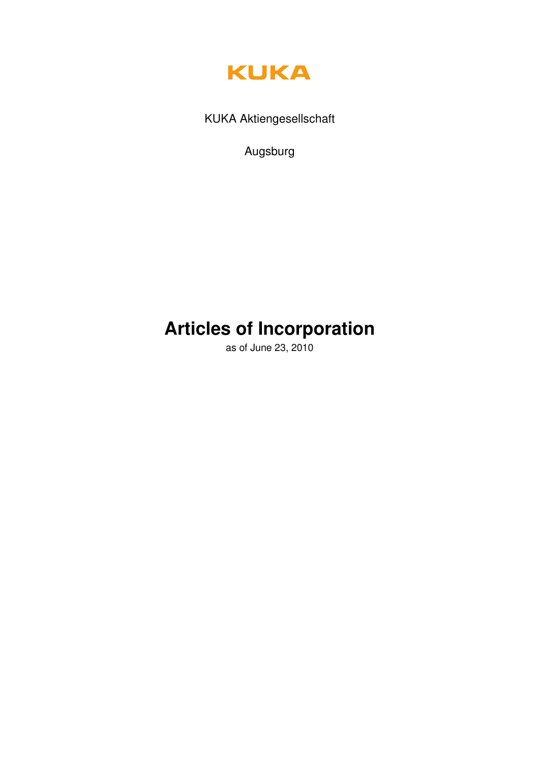KUKA

KUKA Aktiengesellschaft

Augsburg

# Articles of Incorporation

as of June 23, 2010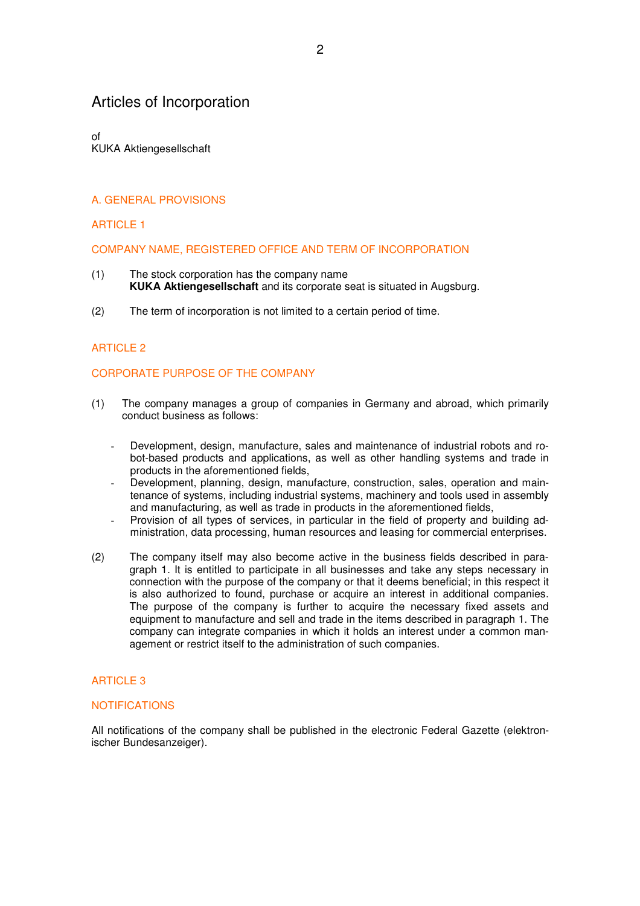# Articles of Incorporation

of
KUKA Aktiengesellschaft

## A. GENERAL PROVISIONS

### ARTICLE 1

### COMPANY NAME, REGISTERED OFFICE AND TERM OF INCORPORATION

(1) The stock corporation has the company name **KUKA Aktiengesellschaft** and its corporate seat is situated in Augsburg.

(2) The term of incorporation is not limited to a certain period of time.

### ARTICLE 2

### CORPORATE PURPOSE OF THE COMPANY

(1) The company manages a group of companies in Germany and abroad, which primarily conduct business as follows:

- Development, design, manufacture, sales and maintenance of industrial robots and robot-based products and applications, as well as other handling systems and trade in products in the aforementioned fields,
- Development, planning, design, manufacture, construction, sales, operation and maintenance of systems, including industrial systems, machinery and tools used in assembly and manufacturing, as well as trade in products in the aforementioned fields,
- Provision of all types of services, in particular in the field of property and building administration, data processing, human resources and leasing for commercial enterprises.

(2) The company itself may also become active in the business fields described in paragraph 1. It is entitled to participate in all businesses and take any steps necessary in connection with the purpose of the company or that it deems beneficial; in this respect it is also authorized to found, purchase or acquire an interest in additional companies. The purpose of the company is further to acquire the necessary fixed assets and equipment to manufacture and sell and trade in the items described in paragraph 1. The company can integrate companies in which it holds an interest under a common management or restrict itself to the administration of such companies.

### ARTICLE 3

### NOTIFICATIONS

All notifications of the company shall be published in the electronic Federal Gazette (elektronischer Bundesanzeiger).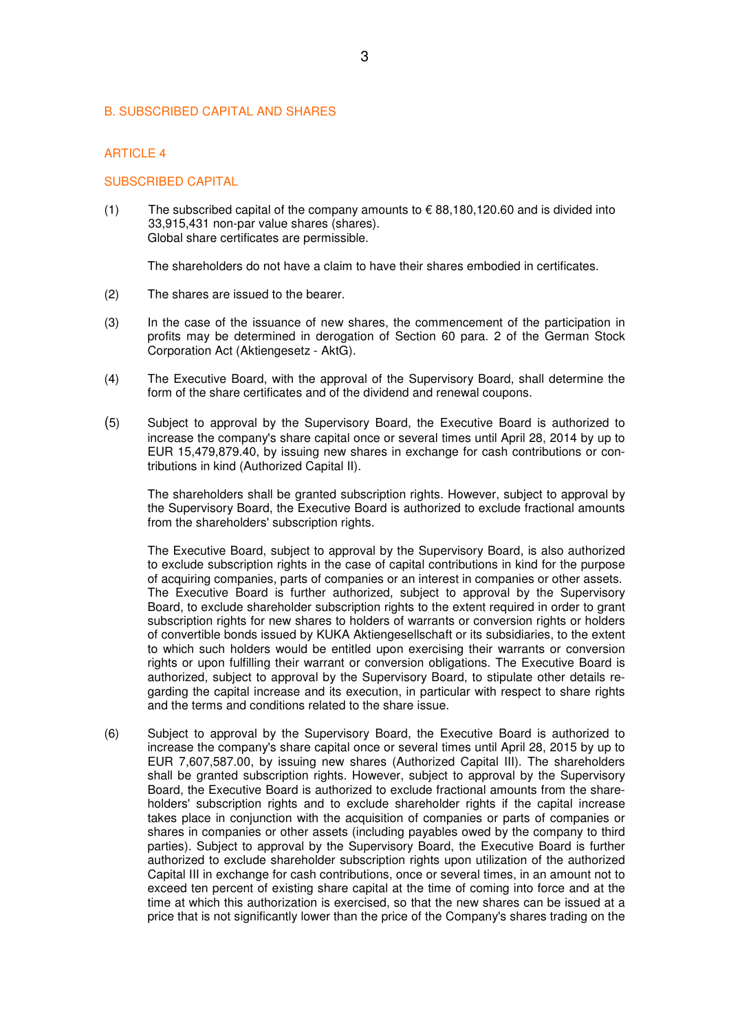## B. SUBSCRIBED CAPITAL AND SHARES

### ARTICLE 4

### SUBSCRIBED CAPITAL

(1) The subscribed capital of the company amounts to € 88,180,120.60 and is divided into 33,915,431 non-par value shares (shares).
Global share certificates are permissible.

The shareholders do not have a claim to have their shares embodied in certificates.

(2) The shares are issued to the bearer.

(3) In the case of the issuance of new shares, the commencement of the participation in profits may be determined in derogation of Section 60 para. 2 of the German Stock Corporation Act (Aktiengesetz - AktG).

(4) The Executive Board, with the approval of the Supervisory Board, shall determine the form of the share certificates and of the dividend and renewal coupons.

(5) Subject to approval by the Supervisory Board, the Executive Board is authorized to increase the company's share capital once or several times until April 28, 2014 by up to EUR 15,479,879.40, by issuing new shares in exchange for cash contributions or contributions in kind (Authorized Capital II).

The shareholders shall be granted subscription rights. However, subject to approval by the Supervisory Board, the Executive Board is authorized to exclude fractional amounts from the shareholders' subscription rights.

The Executive Board, subject to approval by the Supervisory Board, is also authorized to exclude subscription rights in the case of capital contributions in kind for the purpose of acquiring companies, parts of companies or an interest in companies or other assets. The Executive Board is further authorized, subject to approval by the Supervisory Board, to exclude shareholder subscription rights to the extent required in order to grant subscription rights for new shares to holders of warrants or conversion rights or holders of convertible bonds issued by KUKA Aktiengesellschaft or its subsidiaries, to the extent to which such holders would be entitled upon exercising their warrants or conversion rights or upon fulfilling their warrant or conversion obligations. The Executive Board is authorized, subject to approval by the Supervisory Board, to stipulate other details regarding the capital increase and its execution, in particular with respect to share rights and the terms and conditions related to the share issue.

(6) Subject to approval by the Supervisory Board, the Executive Board is authorized to increase the company's share capital once or several times until April 28, 2015 by up to EUR 7,607,587.00, by issuing new shares (Authorized Capital III). The shareholders shall be granted subscription rights. However, subject to approval by the Supervisory Board, the Executive Board is authorized to exclude fractional amounts from the shareholders' subscription rights and to exclude shareholder rights if the capital increase takes place in conjunction with the acquisition of companies or parts of companies or shares in companies or other assets (including payables owed by the company to third parties). Subject to approval by the Supervisory Board, the Executive Board is further authorized to exclude shareholder subscription rights upon utilization of the authorized Capital III in exchange for cash contributions, once or several times, in an amount not to exceed ten percent of existing share capital at the time of coming into force and at the time at which this authorization is exercised, so that the new shares can be issued at a price that is not significantly lower than the price of the Company's shares trading on the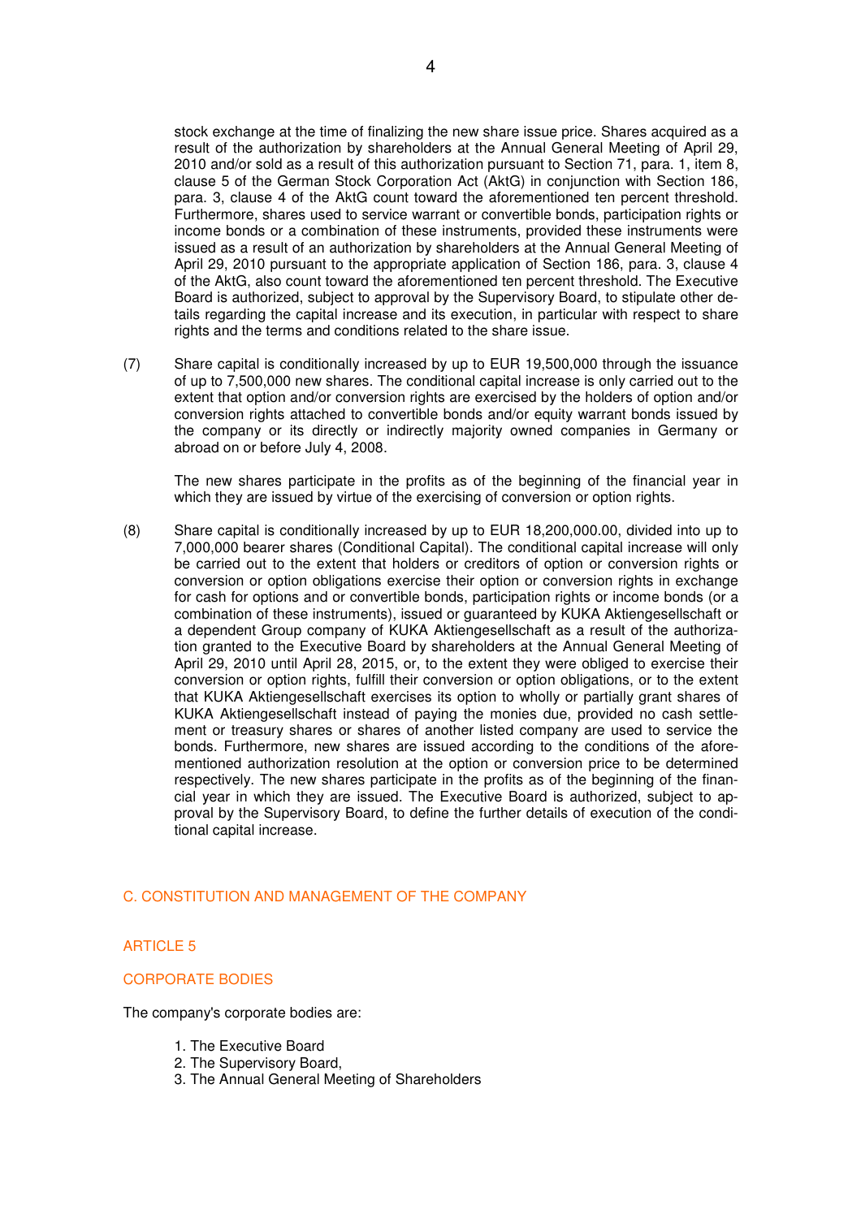stock exchange at the time of finalizing the new share issue price. Shares acquired as a result of the authorization by shareholders at the Annual General Meeting of April 29, 2010 and/or sold as a result of this authorization pursuant to Section 71, para. 1, item 8, clause 5 of the German Stock Corporation Act (AktG) in conjunction with Section 186, para. 3, clause 4 of the AktG count toward the aforementioned ten percent threshold. Furthermore, shares used to service warrant or convertible bonds, participation rights or income bonds or a combination of these instruments, provided these instruments were issued as a result of an authorization by shareholders at the Annual General Meeting of April 29, 2010 pursuant to the appropriate application of Section 186, para. 3, clause 4 of the AktG, also count toward the aforementioned ten percent threshold. The Executive Board is authorized, subject to approval by the Supervisory Board, to stipulate other details regarding the capital increase and its execution, in particular with respect to share rights and the terms and conditions related to the share issue.

(7) Share capital is conditionally increased by up to EUR 19,500,000 through the issuance of up to 7,500,000 new shares. The conditional capital increase is only carried out to the extent that option and/or conversion rights are exercised by the holders of option and/or conversion rights attached to convertible bonds and/or equity warrant bonds issued by the company or its directly or indirectly majority owned companies in Germany or abroad on or before July 4, 2008.

The new shares participate in the profits as of the beginning of the financial year in which they are issued by virtue of the exercising of conversion or option rights.

(8) Share capital is conditionally increased by up to EUR 18,200,000.00, divided into up to 7,000,000 bearer shares (Conditional Capital). The conditional capital increase will only be carried out to the extent that holders or creditors of option or conversion rights or conversion or option obligations exercise their option or conversion rights in exchange for cash for options and or convertible bonds, participation rights or income bonds (or a combination of these instruments), issued or guaranteed by KUKA Aktiengesellschaft or a dependent Group company of KUKA Aktiengesellschaft as a result of the authorization granted to the Executive Board by shareholders at the Annual General Meeting of April 29, 2010 until April 28, 2015, or, to the extent they were obliged to exercise their conversion or option rights, fulfill their conversion or option obligations, or to the extent that KUKA Aktiengesellschaft exercises its option to wholly or partially grant shares of KUKA Aktiengesellschaft instead of paying the monies due, provided no cash settlement or treasury shares or shares of another listed company are used to service the bonds. Furthermore, new shares are issued according to the conditions of the aforementioned authorization resolution at the option or conversion price to be determined respectively. The new shares participate in the profits as of the beginning of the financial year in which they are issued. The Executive Board is authorized, subject to approval by the Supervisory Board, to define the further details of execution of the conditional capital increase.

## C. CONSTITUTION AND MANAGEMENT OF THE COMPANY

### ARTICLE 5

### CORPORATE BODIES

The company's corporate bodies are:

1. The Executive Board
2. The Supervisory Board,
3. The Annual General Meeting of Shareholders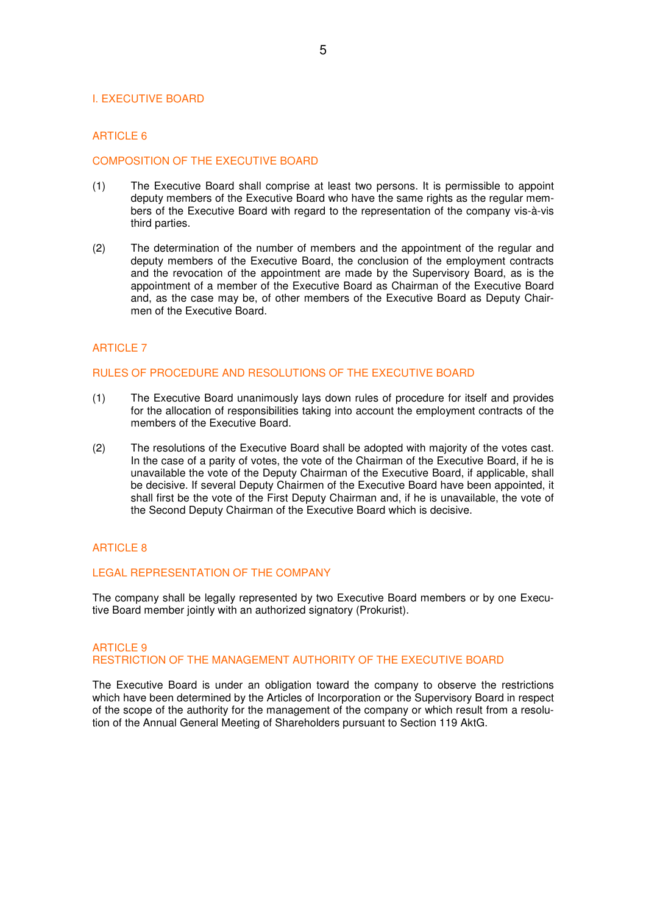## I. EXECUTIVE BOARD

### ARTICLE 6

### COMPOSITION OF THE EXECUTIVE BOARD

(1) The Executive Board shall comprise at least two persons. It is permissible to appoint deputy members of the Executive Board who have the same rights as the regular members of the Executive Board with regard to the representation of the company vis-à-vis third parties.

(2) The determination of the number of members and the appointment of the regular and deputy members of the Executive Board, the conclusion of the employment contracts and the revocation of the appointment are made by the Supervisory Board, as is the appointment of a member of the Executive Board as Chairman of the Executive Board and, as the case may be, of other members of the Executive Board as Deputy Chairmen of the Executive Board.

### ARTICLE 7

### RULES OF PROCEDURE AND RESOLUTIONS OF THE EXECUTIVE BOARD

(1) The Executive Board unanimously lays down rules of procedure for itself and provides for the allocation of responsibilities taking into account the employment contracts of the members of the Executive Board.

(2) The resolutions of the Executive Board shall be adopted with majority of the votes cast. In the case of a parity of votes, the vote of the Chairman of the Executive Board, if he is unavailable the vote of the Deputy Chairman of the Executive Board, if applicable, shall be decisive. If several Deputy Chairmen of the Executive Board have been appointed, it shall first be the vote of the First Deputy Chairman and, if he is unavailable, the vote of the Second Deputy Chairman of the Executive Board which is decisive.

### ARTICLE 8

### LEGAL REPRESENTATION OF THE COMPANY

The company shall be legally represented by two Executive Board members or by one Executive Board member jointly with an authorized signatory (Prokurist).

### ARTICLE 9
### RESTRICTION OF THE MANAGEMENT AUTHORITY OF THE EXECUTIVE BOARD

The Executive Board is under an obligation toward the company to observe the restrictions which have been determined by the Articles of Incorporation or the Supervisory Board in respect of the scope of the authority for the management of the company or which result from a resolution of the Annual General Meeting of Shareholders pursuant to Section 119 AktG.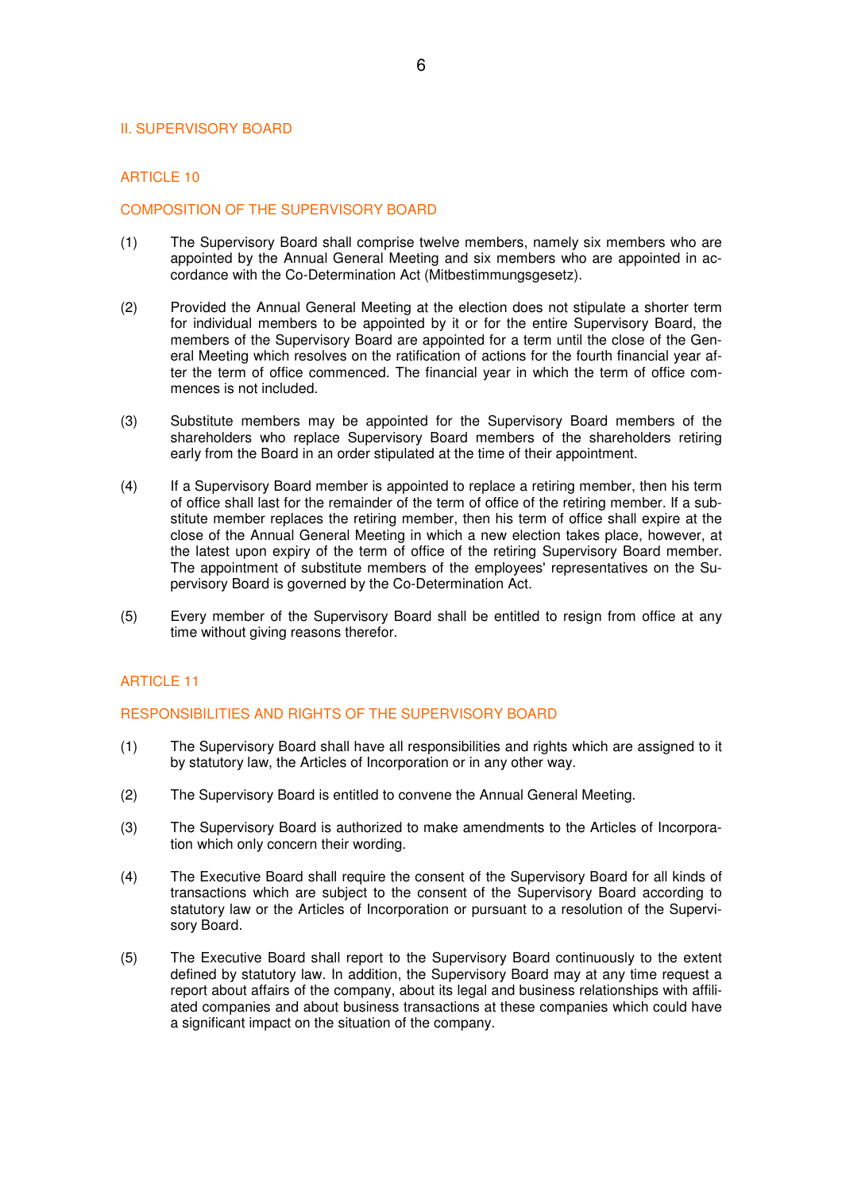## II. SUPERVISORY BOARD

### ARTICLE 10

### COMPOSITION OF THE SUPERVISORY BOARD

(1) The Supervisory Board shall comprise twelve members, namely six members who are appointed by the Annual General Meeting and six members who are appointed in accordance with the Co-Determination Act (Mitbestimmungsgesetz).

(2) Provided the Annual General Meeting at the election does not stipulate a shorter term for individual members to be appointed by it or for the entire Supervisory Board, the members of the Supervisory Board are appointed for a term until the close of the General Meeting which resolves on the ratification of actions for the fourth financial year after the term of office commenced. The financial year in which the term of office commences is not included.

(3) Substitute members may be appointed for the Supervisory Board members of the shareholders who replace Supervisory Board members of the shareholders retiring early from the Board in an order stipulated at the time of their appointment.

(4) If a Supervisory Board member is appointed to replace a retiring member, then his term of office shall last for the remainder of the term of office of the retiring member. If a substitute member replaces the retiring member, then his term of office shall expire at the close of the Annual General Meeting in which a new election takes place, however, at the latest upon expiry of the term of office of the retiring Supervisory Board member. The appointment of substitute members of the employees' representatives on the Supervisory Board is governed by the Co-Determination Act.

(5) Every member of the Supervisory Board shall be entitled to resign from office at any time without giving reasons therefor.

### ARTICLE 11

### RESPONSIBILITIES AND RIGHTS OF THE SUPERVISORY BOARD

(1) The Supervisory Board shall have all responsibilities and rights which are assigned to it by statutory law, the Articles of Incorporation or in any other way.

(2) The Supervisory Board is entitled to convene the Annual General Meeting.

(3) The Supervisory Board is authorized to make amendments to the Articles of Incorporation which only concern their wording.

(4) The Executive Board shall require the consent of the Supervisory Board for all kinds of transactions which are subject to the consent of the Supervisory Board according to statutory law or the Articles of Incorporation or pursuant to a resolution of the Supervisory Board.

(5) The Executive Board shall report to the Supervisory Board continuously to the extent defined by statutory law. In addition, the Supervisory Board may at any time request a report about affairs of the company, about its legal and business relationships with affiliated companies and about business transactions at these companies which could have a significant impact on the situation of the company.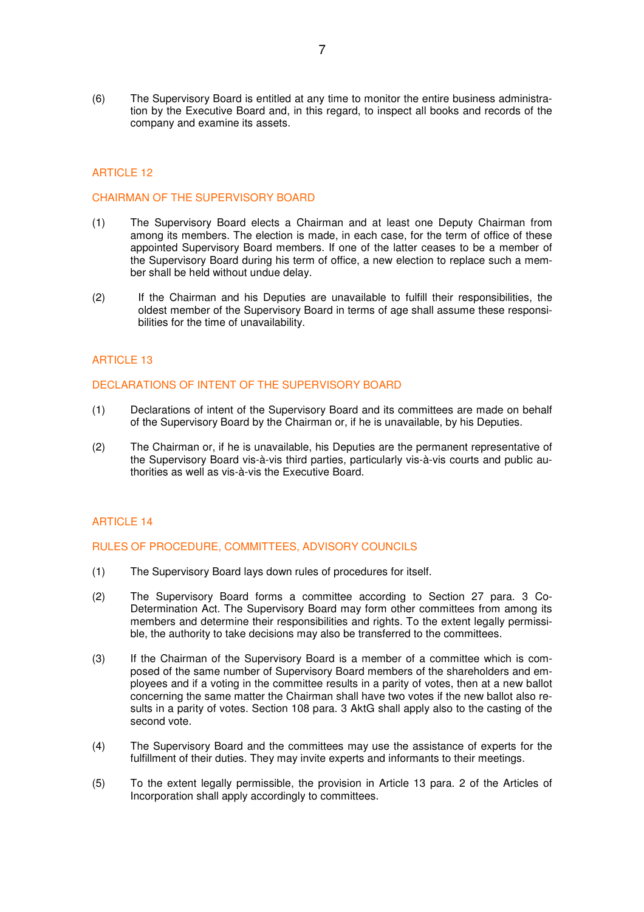(6) The Supervisory Board is entitled at any time to monitor the entire business administration by the Executive Board and, in this regard, to inspect all books and records of the company and examine its assets.

## ARTICLE 12

### CHAIRMAN OF THE SUPERVISORY BOARD

(1) The Supervisory Board elects a Chairman and at least one Deputy Chairman from among its members. The election is made, in each case, for the term of office of these appointed Supervisory Board members. If one of the latter ceases to be a member of the Supervisory Board during his term of office, a new election to replace such a member shall be held without undue delay.

(2) If the Chairman and his Deputies are unavailable to fulfill their responsibilities, the oldest member of the Supervisory Board in terms of age shall assume these responsibilities for the time of unavailability.

## ARTICLE 13

### DECLARATIONS OF INTENT OF THE SUPERVISORY BOARD

(1) Declarations of intent of the Supervisory Board and its committees are made on behalf of the Supervisory Board by the Chairman or, if he is unavailable, by his Deputies.

(2) The Chairman or, if he is unavailable, his Deputies are the permanent representative of the Supervisory Board vis-à-vis third parties, particularly vis-à-vis courts and public authorities as well as vis-à-vis the Executive Board.

## ARTICLE 14

### RULES OF PROCEDURE, COMMITTEES, ADVISORY COUNCILS

(1) The Supervisory Board lays down rules of procedures for itself.

(2) The Supervisory Board forms a committee according to Section 27 para. 3 Co-Determination Act. The Supervisory Board may form other committees from among its members and determine their responsibilities and rights. To the extent legally permissible, the authority to take decisions may also be transferred to the committees.

(3) If the Chairman of the Supervisory Board is a member of a committee which is composed of the same number of Supervisory Board members of the shareholders and employees and if a voting in the committee results in a parity of votes, then at a new ballot concerning the same matter the Chairman shall have two votes if the new ballot also results in a parity of votes. Section 108 para. 3 AktG shall apply also to the casting of the second vote.

(4) The Supervisory Board and the committees may use the assistance of experts for the fulfillment of their duties. They may invite experts and informants to their meetings.

(5) To the extent legally permissible, the provision in Article 13 para. 2 of the Articles of Incorporation shall apply accordingly to committees.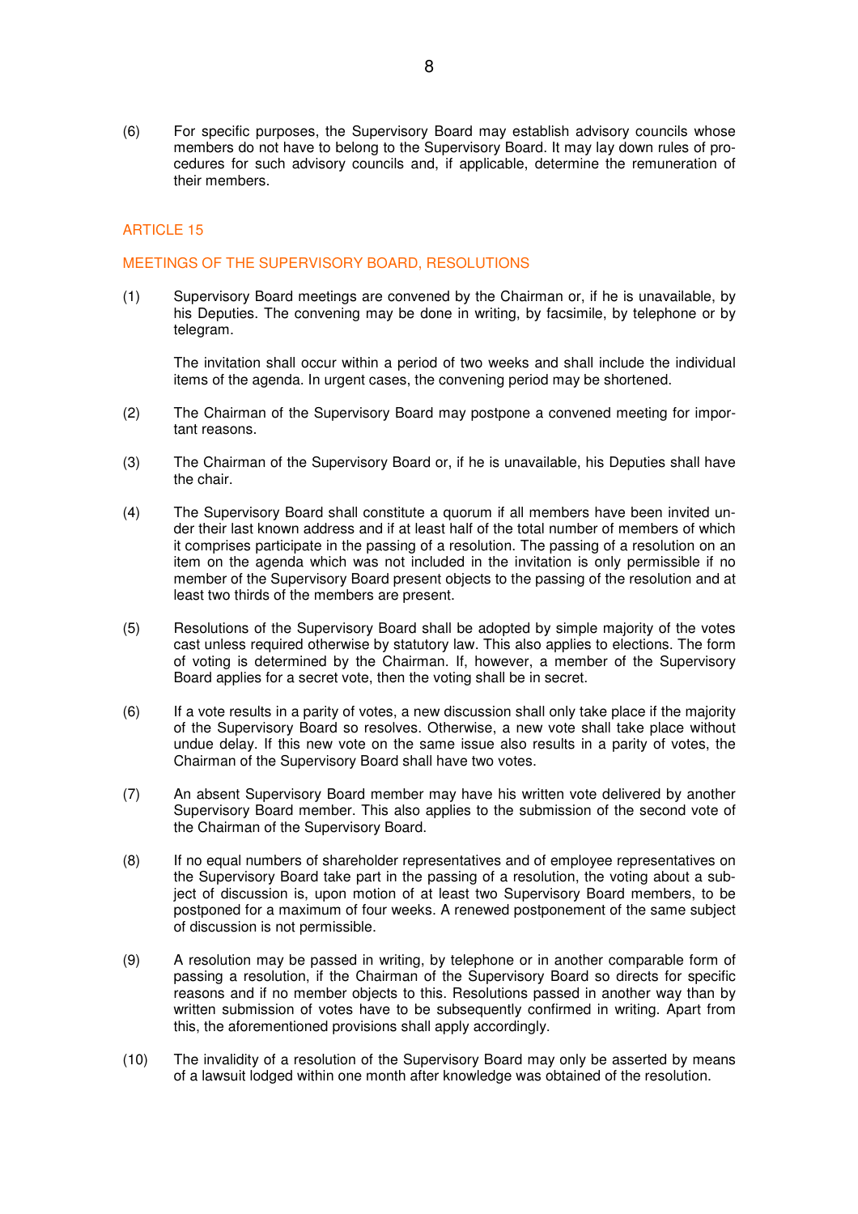(6) For specific purposes, the Supervisory Board may establish advisory councils whose members do not have to belong to the Supervisory Board. It may lay down rules of procedures for such advisory councils and, if applicable, determine the remuneration of their members.

## ARTICLE 15

## MEETINGS OF THE SUPERVISORY BOARD, RESOLUTIONS

(1) Supervisory Board meetings are convened by the Chairman or, if he is unavailable, by his Deputies. The convening may be done in writing, by facsimile, by telephone or by telegram.

The invitation shall occur within a period of two weeks and shall include the individual items of the agenda. In urgent cases, the convening period may be shortened.

(2) The Chairman of the Supervisory Board may postpone a convened meeting for important reasons.

(3) The Chairman of the Supervisory Board or, if he is unavailable, his Deputies shall have the chair.

(4) The Supervisory Board shall constitute a quorum if all members have been invited under their last known address and if at least half of the total number of members of which it comprises participate in the passing of a resolution. The passing of a resolution on an item on the agenda which was not included in the invitation is only permissible if no member of the Supervisory Board present objects to the passing of the resolution and at least two thirds of the members are present.

(5) Resolutions of the Supervisory Board shall be adopted by simple majority of the votes cast unless required otherwise by statutory law. This also applies to elections. The form of voting is determined by the Chairman. If, however, a member of the Supervisory Board applies for a secret vote, then the voting shall be in secret.

(6) If a vote results in a parity of votes, a new discussion shall only take place if the majority of the Supervisory Board so resolves. Otherwise, a new vote shall take place without undue delay. If this new vote on the same issue also results in a parity of votes, the Chairman of the Supervisory Board shall have two votes.

(7) An absent Supervisory Board member may have his written vote delivered by another Supervisory Board member. This also applies to the submission of the second vote of the Chairman of the Supervisory Board.

(8) If no equal numbers of shareholder representatives and of employee representatives on the Supervisory Board take part in the passing of a resolution, the voting about a subject of discussion is, upon motion of at least two Supervisory Board members, to be postponed for a maximum of four weeks. A renewed postponement of the same subject of discussion is not permissible.

(9) A resolution may be passed in writing, by telephone or in another comparable form of passing a resolution, if the Chairman of the Supervisory Board so directs for specific reasons and if no member objects to this. Resolutions passed in another way than by written submission of votes have to be subsequently confirmed in writing. Apart from this, the aforementioned provisions shall apply accordingly.

(10) The invalidity of a resolution of the Supervisory Board may only be asserted by means of a lawsuit lodged within one month after knowledge was obtained of the resolution.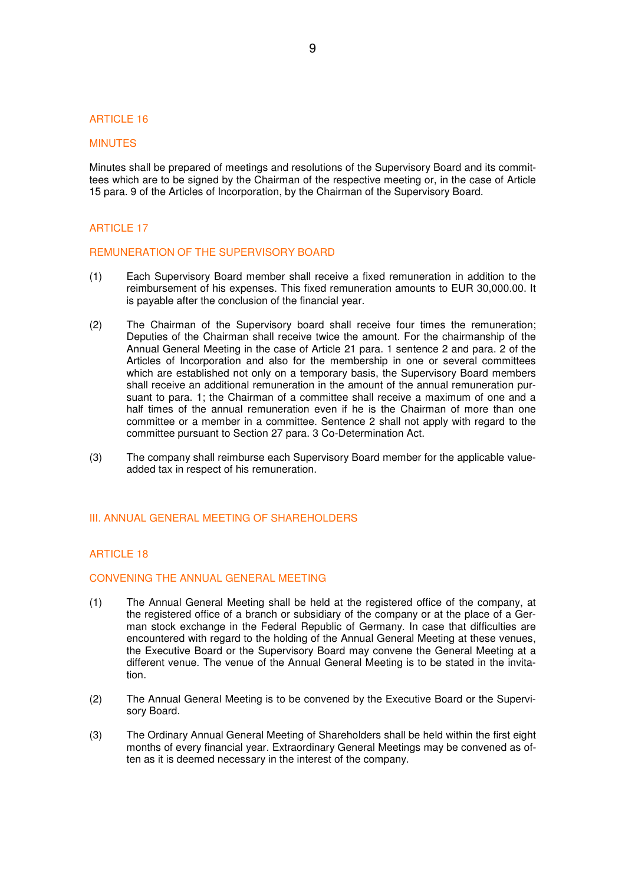## ARTICLE 16

### MINUTES

Minutes shall be prepared of meetings and resolutions of the Supervisory Board and its committees which are to be signed by the Chairman of the respective meeting or, in the case of Article 15 para. 9 of the Articles of Incorporation, by the Chairman of the Supervisory Board.

## ARTICLE 17

### REMUNERATION OF THE SUPERVISORY BOARD

(1) Each Supervisory Board member shall receive a fixed remuneration in addition to the reimbursement of his expenses. This fixed remuneration amounts to EUR 30,000.00. It is payable after the conclusion of the financial year.

(2) The Chairman of the Supervisory board shall receive four times the remuneration; Deputies of the Chairman shall receive twice the amount. For the chairmanship of the Annual General Meeting in the case of Article 21 para. 1 sentence 2 and para. 2 of the Articles of Incorporation and also for the membership in one or several committees which are established not only on a temporary basis, the Supervisory Board members shall receive an additional remuneration in the amount of the annual remuneration pursuant to para. 1; the Chairman of a committee shall receive a maximum of one and a half times of the annual remuneration even if he is the Chairman of more than one committee or a member in a committee. Sentence 2 shall not apply with regard to the committee pursuant to Section 27 para. 3 Co-Determination Act.

(3) The company shall reimburse each Supervisory Board member for the applicable value-added tax in respect of his remuneration.

# III. ANNUAL GENERAL MEETING OF SHAREHOLDERS

## ARTICLE 18

### CONVENING THE ANNUAL GENERAL MEETING

(1) The Annual General Meeting shall be held at the registered office of the company, at the registered office of a branch or subsidiary of the company or at the place of a German stock exchange in the Federal Republic of Germany. In case that difficulties are encountered with regard to the holding of the Annual General Meeting at these venues, the Executive Board or the Supervisory Board may convene the General Meeting at a different venue. The venue of the Annual General Meeting is to be stated in the invitation.

(2) The Annual General Meeting is to be convened by the Executive Board or the Supervisory Board.

(3) The Ordinary Annual General Meeting of Shareholders shall be held within the first eight months of every financial year. Extraordinary General Meetings may be convened as often as it is deemed necessary in the interest of the company.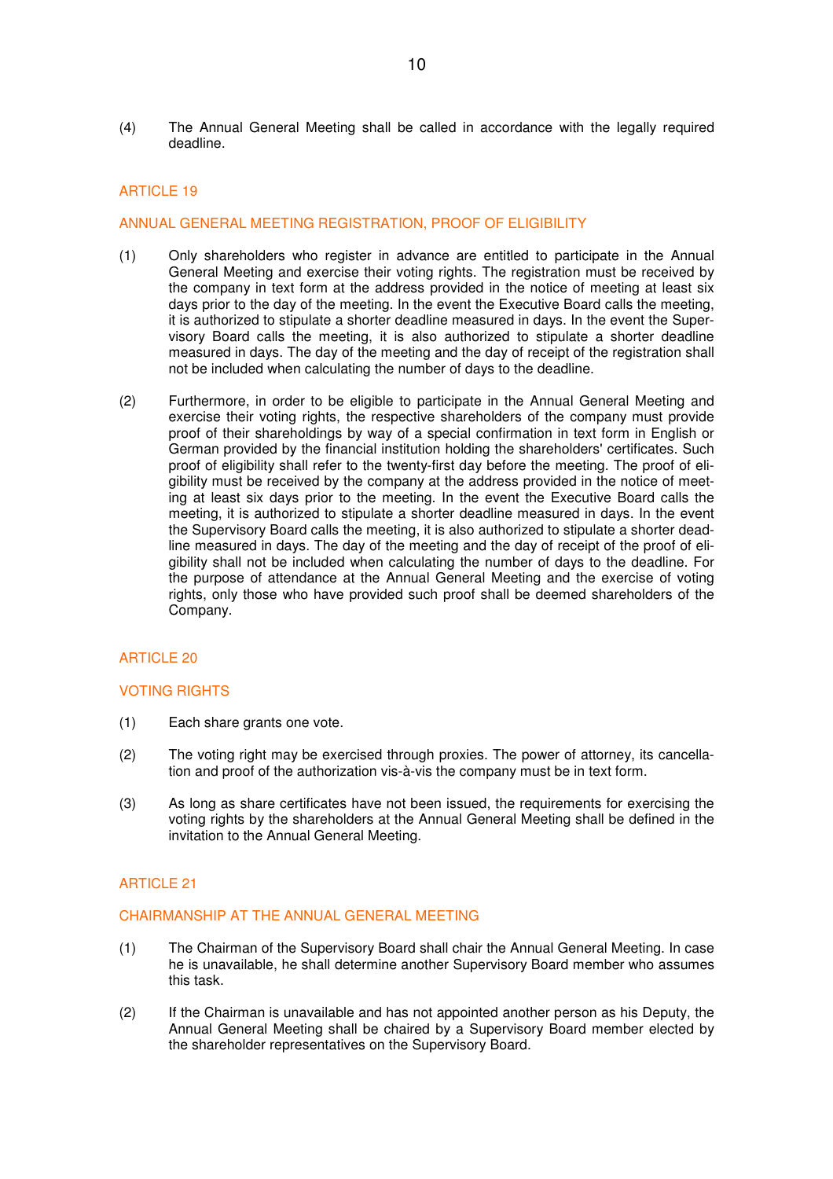(4) The Annual General Meeting shall be called in accordance with the legally required deadline.

## ARTICLE 19

## ANNUAL GENERAL MEETING REGISTRATION, PROOF OF ELIGIBILITY

(1) Only shareholders who register in advance are entitled to participate in the Annual General Meeting and exercise their voting rights. The registration must be received by the company in text form at the address provided in the notice of meeting at least six days prior to the day of the meeting. In the event the Executive Board calls the meeting, it is authorized to stipulate a shorter deadline measured in days. In the event the Supervisory Board calls the meeting, it is also authorized to stipulate a shorter deadline measured in days. The day of the meeting and the day of receipt of the registration shall not be included when calculating the number of days to the deadline.

(2) Furthermore, in order to be eligible to participate in the Annual General Meeting and exercise their voting rights, the respective shareholders of the company must provide proof of their shareholdings by way of a special confirmation in text form in English or German provided by the financial institution holding the shareholders' certificates. Such proof of eligibility shall refer to the twenty-first day before the meeting. The proof of eligibility must be received by the company at the address provided in the notice of meeting at least six days prior to the meeting. In the event the Executive Board calls the meeting, it is authorized to stipulate a shorter deadline measured in days. In the event the Supervisory Board calls the meeting, it is also authorized to stipulate a shorter deadline measured in days. The day of the meeting and the day of receipt of the proof of eligibility shall not be included when calculating the number of days to the deadline. For the purpose of attendance at the Annual General Meeting and the exercise of voting rights, only those who have provided such proof shall be deemed shareholders of the Company.

## ARTICLE 20

## VOTING RIGHTS

(1) Each share grants one vote.

(2) The voting right may be exercised through proxies. The power of attorney, its cancellation and proof of the authorization vis-à-vis the company must be in text form.

(3) As long as share certificates have not been issued, the requirements for exercising the voting rights by the shareholders at the Annual General Meeting shall be defined in the invitation to the Annual General Meeting.

## ARTICLE 21

## CHAIRMANSHIP AT THE ANNUAL GENERAL MEETING

(1) The Chairman of the Supervisory Board shall chair the Annual General Meeting. In case he is unavailable, he shall determine another Supervisory Board member who assumes this task.

(2) If the Chairman is unavailable and has not appointed another person as his Deputy, the Annual General Meeting shall be chaired by a Supervisory Board member elected by the shareholder representatives on the Supervisory Board.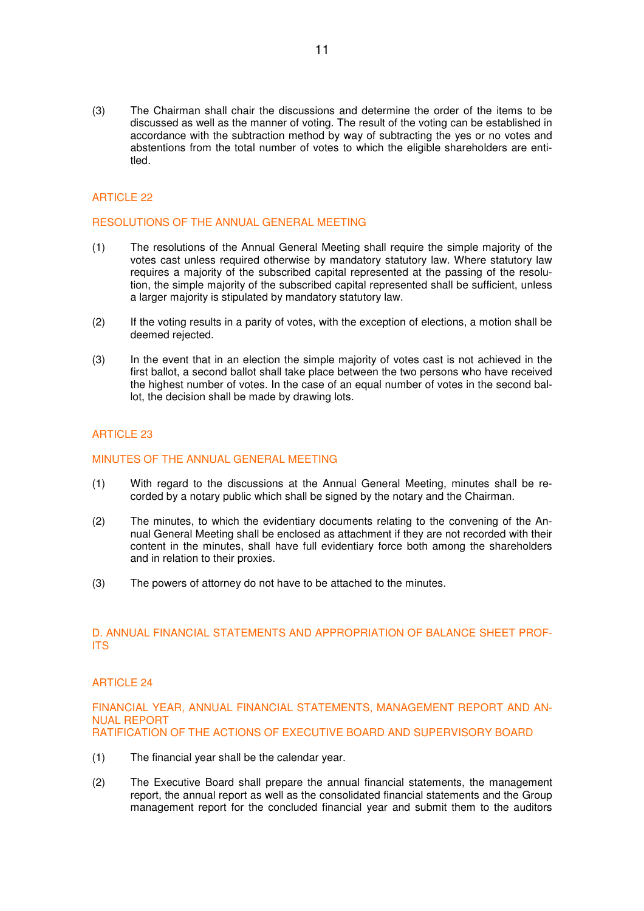(3) The Chairman shall chair the discussions and determine the order of the items to be discussed as well as the manner of voting. The result of the voting can be established in accordance with the subtraction method by way of subtracting the yes or no votes and abstentions from the total number of votes to which the eligible shareholders are entitled.

## ARTICLE 22

## RESOLUTIONS OF THE ANNUAL GENERAL MEETING

(1) The resolutions of the Annual General Meeting shall require the simple majority of the votes cast unless required otherwise by mandatory statutory law. Where statutory law requires a majority of the subscribed capital represented at the passing of the resolution, the simple majority of the subscribed capital represented shall be sufficient, unless a larger majority is stipulated by mandatory statutory law.

(2) If the voting results in a parity of votes, with the exception of elections, a motion shall be deemed rejected.

(3) In the event that in an election the simple majority of votes cast is not achieved in the first ballot, a second ballot shall take place between the two persons who have received the highest number of votes. In the case of an equal number of votes in the second ballot, the decision shall be made by drawing lots.

## ARTICLE 23

## MINUTES OF THE ANNUAL GENERAL MEETING

(1) With regard to the discussions at the Annual General Meeting, minutes shall be recorded by a notary public which shall be signed by the notary and the Chairman.

(2) The minutes, to which the evidentiary documents relating to the convening of the Annual General Meeting shall be enclosed as attachment if they are not recorded with their content in the minutes, shall have full evidentiary force both among the shareholders and in relation to their proxies.

(3) The powers of attorney do not have to be attached to the minutes.

# D. ANNUAL FINANCIAL STATEMENTS AND APPROPRIATION OF BALANCE SHEET PROFITS

## ARTICLE 24

## FINANCIAL YEAR, ANNUAL FINANCIAL STATEMENTS, MANAGEMENT REPORT AND ANNUAL REPORT RATIFICATION OF THE ACTIONS OF EXECUTIVE BOARD AND SUPERVISORY BOARD

(1) The financial year shall be the calendar year.

(2) The Executive Board shall prepare the annual financial statements, the management report, the annual report as well as the consolidated financial statements and the Group management report for the concluded financial year and submit them to the auditors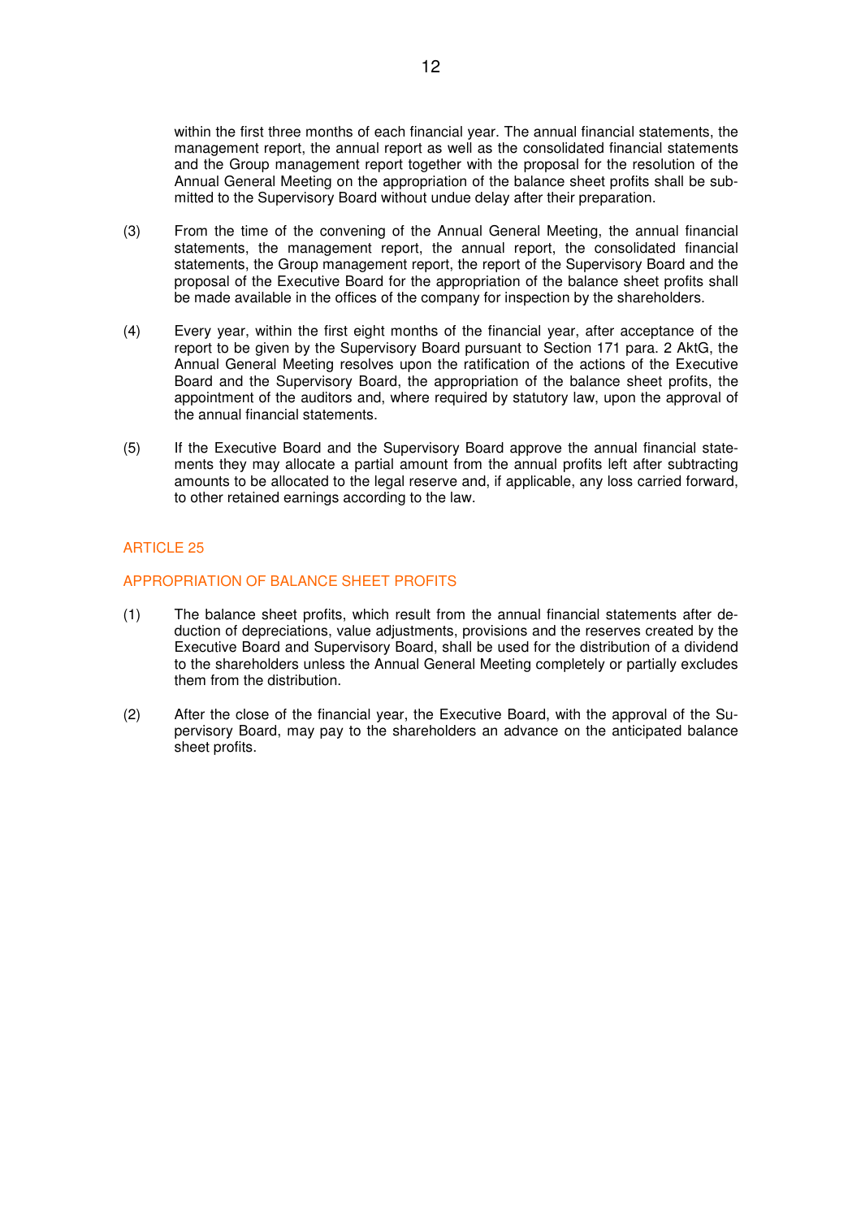within the first three months of each financial year. The annual financial statements, the management report, the annual report as well as the consolidated financial statements and the Group management report together with the proposal for the resolution of the Annual General Meeting on the appropriation of the balance sheet profits shall be submitted to the Supervisory Board without undue delay after their preparation.

(3) From the time of the convening of the Annual General Meeting, the annual financial statements, the management report, the annual report, the consolidated financial statements, the Group management report, the report of the Supervisory Board and the proposal of the Executive Board for the appropriation of the balance sheet profits shall be made available in the offices of the company for inspection by the shareholders.

(4) Every year, within the first eight months of the financial year, after acceptance of the report to be given by the Supervisory Board pursuant to Section 171 para. 2 AktG, the Annual General Meeting resolves upon the ratification of the actions of the Executive Board and the Supervisory Board, the appropriation of the balance sheet profits, the appointment of the auditors and, where required by statutory law, upon the approval of the annual financial statements.

(5) If the Executive Board and the Supervisory Board approve the annual financial statements they may allocate a partial amount from the annual profits left after subtracting amounts to be allocated to the legal reserve and, if applicable, any loss carried forward, to other retained earnings according to the law.

## ARTICLE 25

## APPROPRIATION OF BALANCE SHEET PROFITS

(1) The balance sheet profits, which result from the annual financial statements after deduction of depreciations, value adjustments, provisions and the reserves created by the Executive Board and Supervisory Board, shall be used for the distribution of a dividend to the shareholders unless the Annual General Meeting completely or partially excludes them from the distribution.

(2) After the close of the financial year, the Executive Board, with the approval of the Supervisory Board, may pay to the shareholders an advance on the anticipated balance sheet profits.